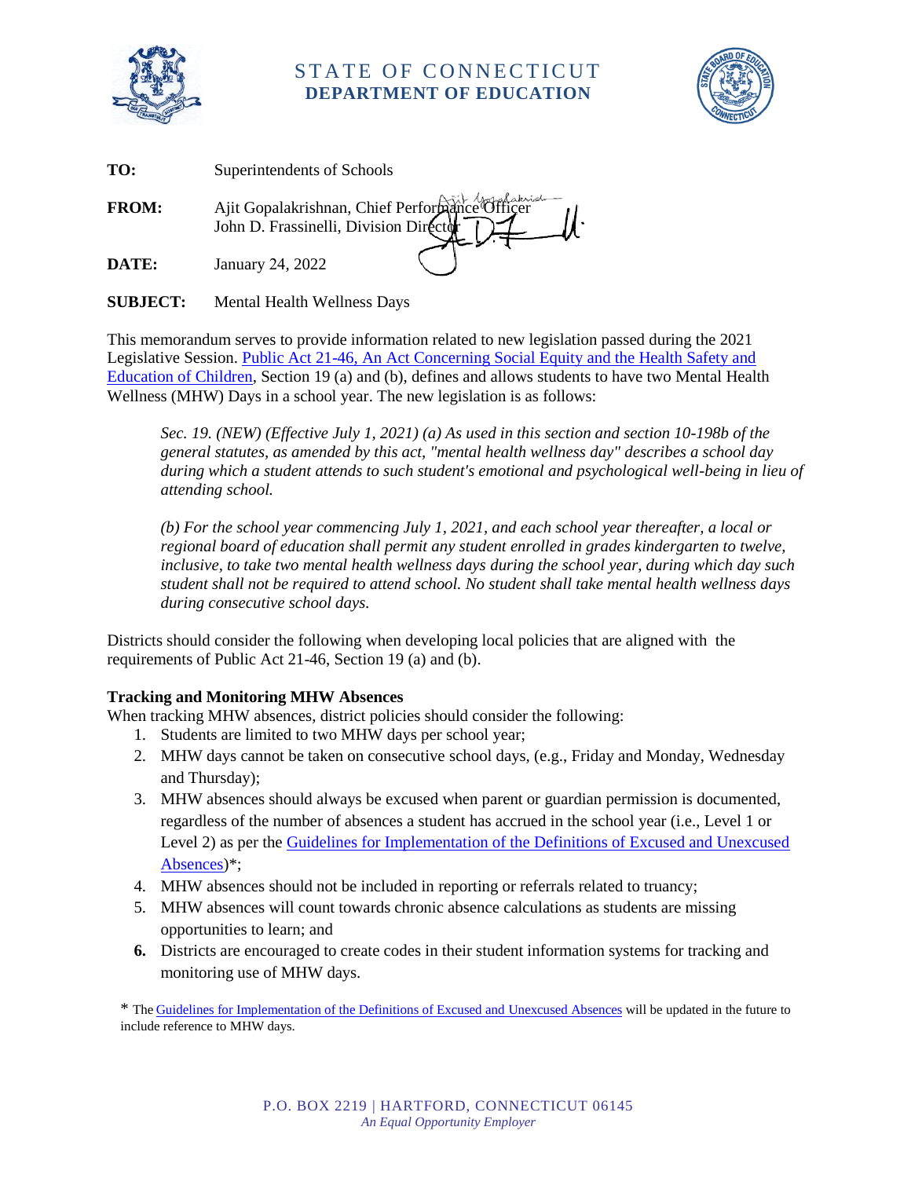# STATE OF CONNECTICUT
## DEPARTMENT OF EDUCATION

**TO:** Superintendents of Schools

**FROM:** Ajit Gopalakrishnan, Chief Performance Officer
John D. Frassinelli, Division Director

**DATE:** January 24, 2022

**SUBJECT:** Mental Health Wellness Days

This memorandum serves to provide information related to new legislation passed during the 2021 Legislative Session. [Public Act 21-46, An Act Concerning Social Equity and the Health Safety and Education of Children](), Section 19 (a) and (b), defines and allows students to have two Mental Health Wellness (MHW) Days in a school year. The new legislation is as follows:

> *Sec. 19. (NEW) (Effective July 1, 2021) (a) As used in this section and section 10-198b of the general statutes, as amended by this act, "mental health wellness day" describes a school day during which a student attends to such student's emotional and psychological well-being in lieu of attending school.*
>
> *(b) For the school year commencing July 1, 2021, and each school year thereafter, a local or regional board of education shall permit any student enrolled in grades kindergarten to twelve, inclusive, to take two mental health wellness days during the school year, during which day such student shall not be required to attend school. No student shall take mental health wellness days during consecutive school days.*

Districts should consider the following when developing local policies that are aligned with the requirements of Public Act 21-46, Section 19 (a) and (b).

**Tracking and Monitoring MHW Absences**

When tracking MHW absences, district policies should consider the following:

1. Students are limited to two MHW days per school year;
2. MHW days cannot be taken on consecutive school days, (e.g., Friday and Monday, Wednesday and Thursday);
3. MHW absences should always be excused when parent or guardian permission is documented, regardless of the number of absences a student has accrued in the school year (i.e., Level 1 or Level 2) as per the Guidelines for Implementation of the Definitions of Excused and Unexcused Absences)*;
4. MHW absences should not be included in reporting or referrals related to truancy;
5. MHW absences will count towards chronic absence calculations as students are missing opportunities to learn; and
6. Districts are encouraged to create codes in their student information systems for tracking and monitoring use of MHW days.

\* The Guidelines for Implementation of the Definitions of Excused and Unexcused Absences will be updated in the future to include reference to MHW days.

P.O. BOX 2219 | HARTFORD, CONNECTICUT 06145
*An Equal Opportunity Employer*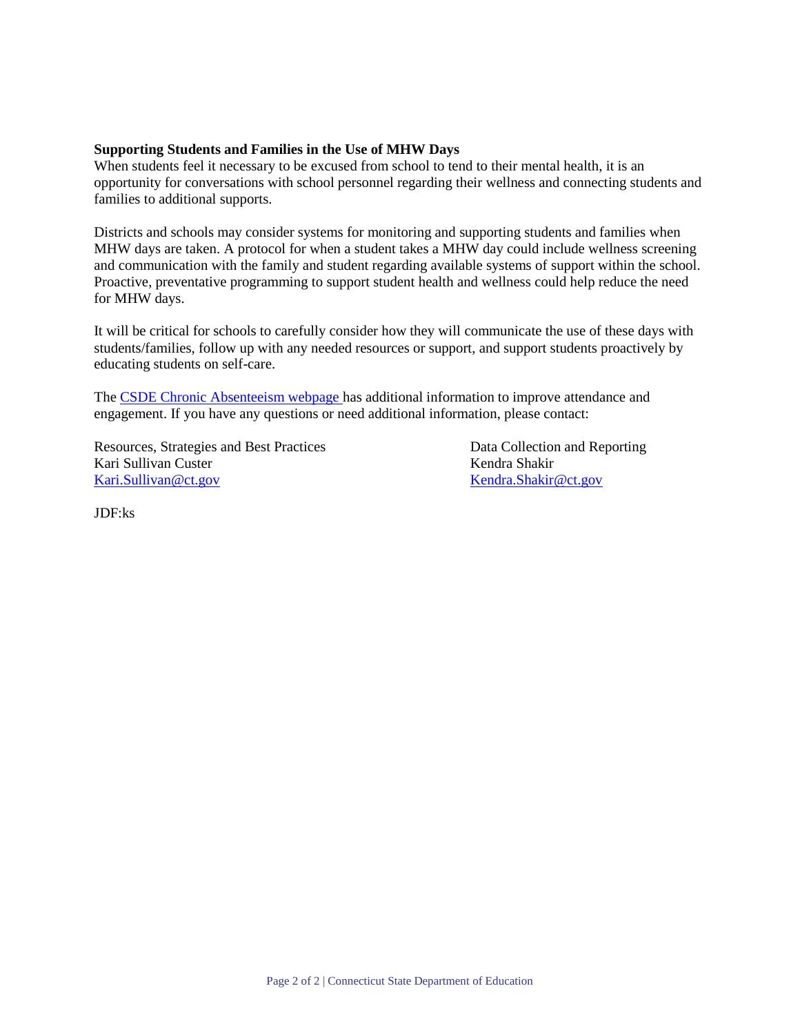**Supporting Students and Families in the Use of MHW Days**

When students feel it necessary to be excused from school to tend to their mental health, it is an opportunity for conversations with school personnel regarding their wellness and connecting students and families to additional supports.

Districts and schools may consider systems for monitoring and supporting students and families when MHW days are taken. A protocol for when a student takes a MHW day could include wellness screening and communication with the family and student regarding available systems of support within the school. Proactive, preventative programming to support student health and wellness could help reduce the need for MHW days.

It will be critical for schools to carefully consider how they will communicate the use of these days with students/families, follow up with any needed resources or support, and support students proactively by educating students on self-care.

The CSDE Chronic Absenteeism webpage has additional information to improve attendance and engagement. If you have any questions or need additional information, please contact:

Resources, Strategies and Best Practices
Kari Sullivan Custer
Kari.Sullivan@ct.gov

Data Collection and Reporting
Kendra Shakir
Kendra.Shakir@ct.gov

JDF:ks